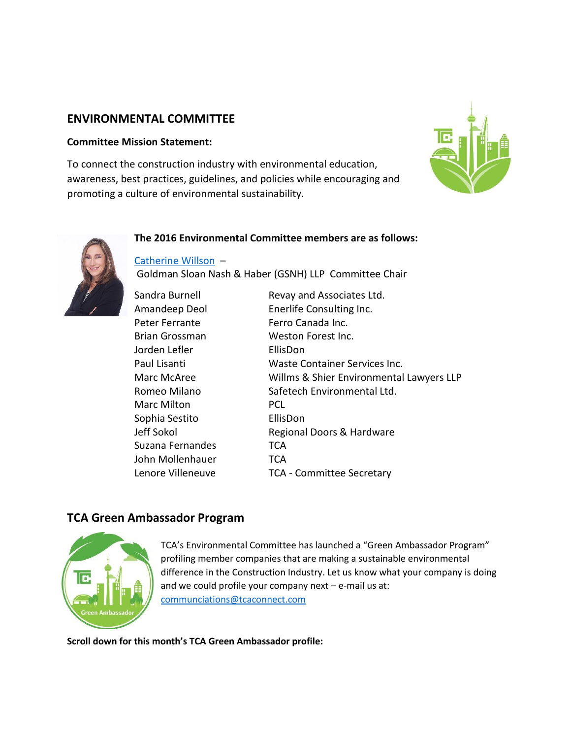## ENVIRONMENTAL COMMITTEE

**Committee Mission Statement:**

To connect the construction industry with environmental education, awareness, best practices, guidelines, and policies while encouraging and promoting a culture of environmental sustainability.

**The 2016 Environmental Committee members are as follows:**

Catherine Willson –
Goldman Sloan Nash & Haber (GSNH) LLP Committee Chair

| | |
|---|---|
| Sandra Burnell | Revay and Associates Ltd. |
| Amandeep Deol | Enerlife Consulting Inc. |
| Peter Ferrante | Ferro Canada Inc. |
| Brian Grossman | Weston Forest Inc. |
| Jorden Lefler | EllisDon |
| Paul Lisanti | Waste Container Services Inc. |
| Marc McAree | Willms & Shier Environmental Lawyers LLP |
| Romeo Milano | Safetech Environmental Ltd. |
| Marc Milton | PCL |
| Sophia Sestito | EllisDon |
| Jeff Sokol | Regional Doors & Hardware |
| Suzana Fernandes | TCA |
| John Mollenhauer | TCA |
| Lenore Villeneuve | TCA - Committee Secretary |

## TCA Green Ambassador Program

TCA's Environmental Committee has launched a "Green Ambassador Program" profiling member companies that are making a sustainable environmental difference in the Construction Industry. Let us know what your company is doing and we could profile your company next – e-mail us at: communciations@tcaconnect.com

**Scroll down for this month's TCA Green Ambassador profile:**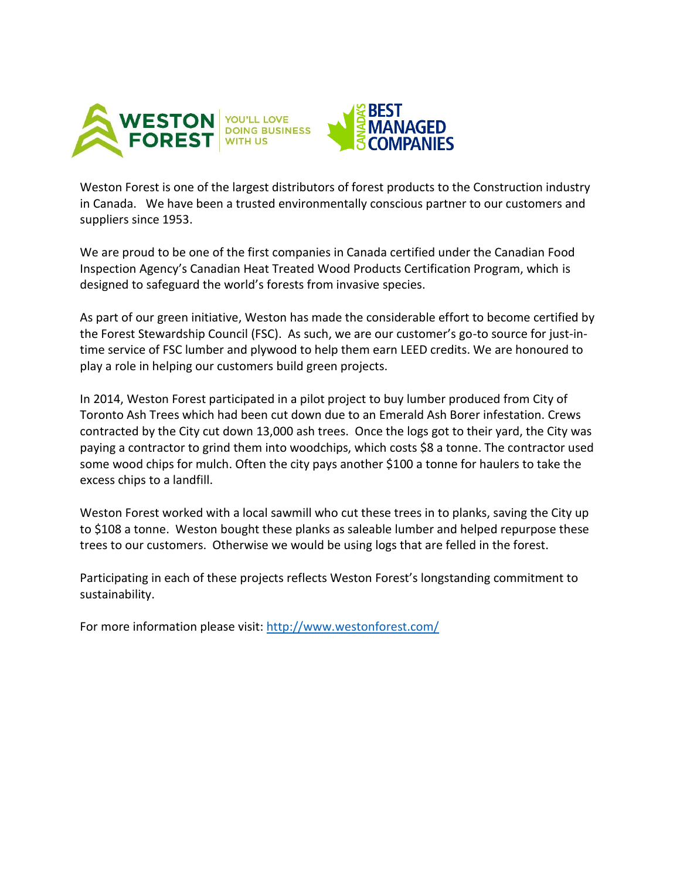WESTON FOREST YOU'LL LOVE DOING BUSINESS WITH US

CANADA'S BEST MANAGED COMPANIES

Weston Forest is one of the largest distributors of forest products to the Construction industry in Canada. We have been a trusted environmentally conscious partner to our customers and suppliers since 1953.

We are proud to be one of the first companies in Canada certified under the Canadian Food Inspection Agency's Canadian Heat Treated Wood Products Certification Program, which is designed to safeguard the world's forests from invasive species.

As part of our green initiative, Weston has made the considerable effort to become certified by the Forest Stewardship Council (FSC). As such, we are our customer's go-to source for just-in-time service of FSC lumber and plywood to help them earn LEED credits. We are honoured to play a role in helping our customers build green projects.

In 2014, Weston Forest participated in a pilot project to buy lumber produced from City of Toronto Ash Trees which had been cut down due to an Emerald Ash Borer infestation. Crews contracted by the City cut down 13,000 ash trees. Once the logs got to their yard, the City was paying a contractor to grind them into woodchips, which costs $8 a tonne. The contractor used some wood chips for mulch. Often the city pays another $100 a tonne for haulers to take the excess chips to a landfill.

Weston Forest worked with a local sawmill who cut these trees in to planks, saving the City up to $108 a tonne. Weston bought these planks as saleable lumber and helped repurpose these trees to our customers. Otherwise we would be using logs that are felled in the forest.

Participating in each of these projects reflects Weston Forest's longstanding commitment to sustainability.

For more information please visit: [http://www.westonforest.com/](http://www.westonforest.com/)